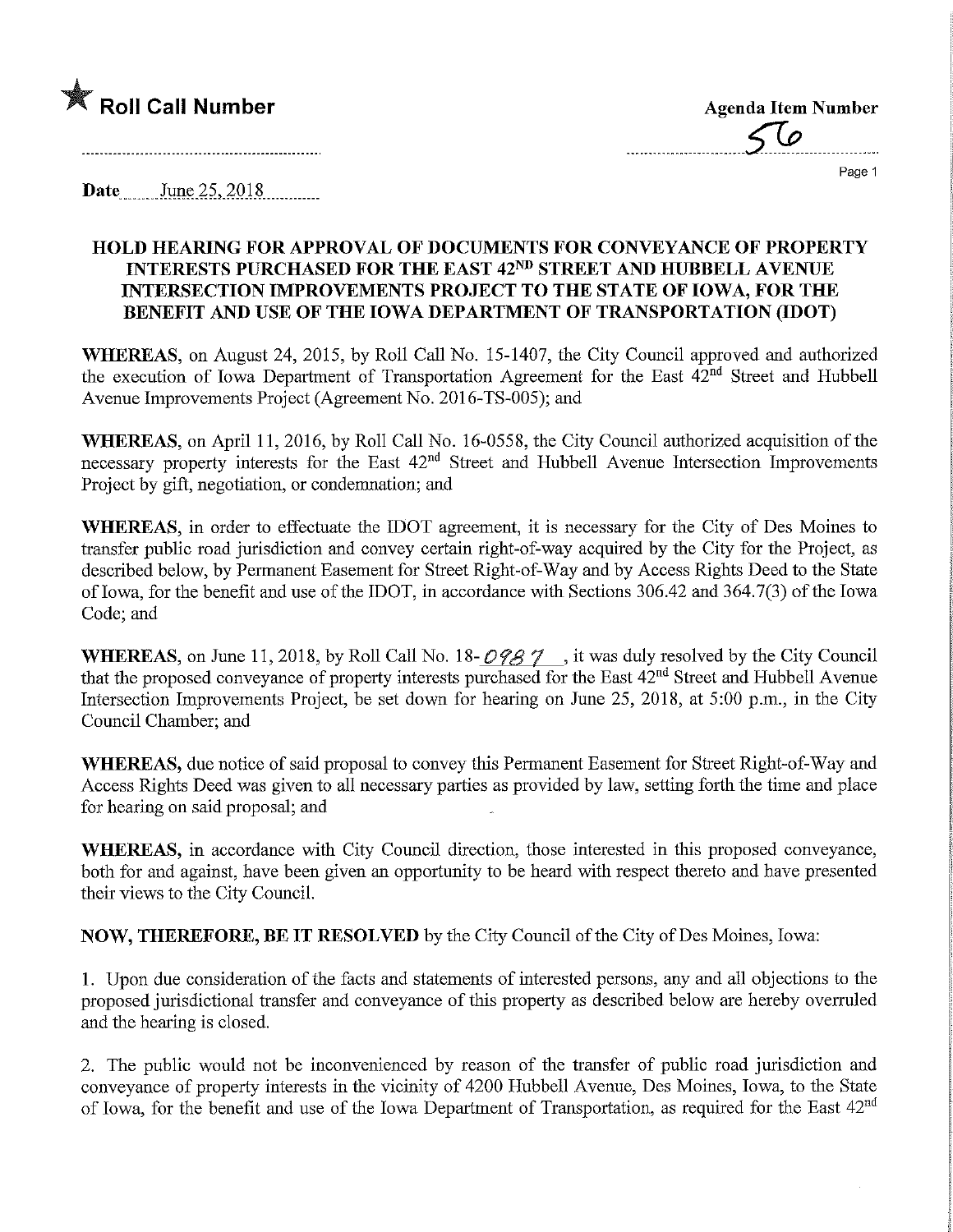★ **Roll Call Number**

**Agenda Item Number**
56

**Date** June 25, 2018

## HOLD HEARING FOR APPROVAL OF DOCUMENTS FOR CONVEYANCE OF PROPERTY INTERESTS PURCHASED FOR THE EAST 42ND STREET AND HUBBELL AVENUE INTERSECTION IMPROVEMENTS PROJECT TO THE STATE OF IOWA, FOR THE BENEFIT AND USE OF THE IOWA DEPARTMENT OF TRANSPORTATION (IDOT)

**WHEREAS**, on August 24, 2015, by Roll Call No. 15-1407, the City Council approved and authorized the execution of Iowa Department of Transportation Agreement for the East 42nd Street and Hubbell Avenue Improvements Project (Agreement No. 2016-TS-005); and

**WHEREAS**, on April 11, 2016, by Roll Call No. 16-0558, the City Council authorized acquisition of the necessary property interests for the East 42nd Street and Hubbell Avenue Intersection Improvements Project by gift, negotiation, or condemnation; and

**WHEREAS**, in order to effectuate the IDOT agreement, it is necessary for the City of Des Moines to transfer public road jurisdiction and convey certain right-of-way acquired by the City for the Project, as described below, by Permanent Easement for Street Right-of-Way and by Access Rights Deed to the State of Iowa, for the benefit and use of the IDOT, in accordance with Sections 306.42 and 364.7(3) of the Iowa Code; and

**WHEREAS**, on June 11, 2018, by Roll Call No. 18-0987, it was duly resolved by the City Council that the proposed conveyance of property interests purchased for the East 42nd Street and Hubbell Avenue Intersection Improvements Project, be set down for hearing on June 25, 2018, at 5:00 p.m., in the City Council Chamber; and

**WHEREAS,** due notice of said proposal to convey this Permanent Easement for Street Right-of-Way and Access Rights Deed was given to all necessary parties as provided by law, setting forth the time and place for hearing on said proposal; and

**WHEREAS,** in accordance with City Council direction, those interested in this proposed conveyance, both for and against, have been given an opportunity to be heard with respect thereto and have presented their views to the City Council.

**NOW, THEREFORE, BE IT RESOLVED** by the City Council of the City of Des Moines, Iowa:

1. Upon due consideration of the facts and statements of interested persons, any and all objections to the proposed jurisdictional transfer and conveyance of this property as described below are hereby overruled and the hearing is closed.

2. The public would not be inconvenienced by reason of the transfer of public road jurisdiction and conveyance of property interests in the vicinity of 4200 Hubbell Avenue, Des Moines, Iowa, to the State of Iowa, for the benefit and use of the Iowa Department of Transportation, as required for the East 42nd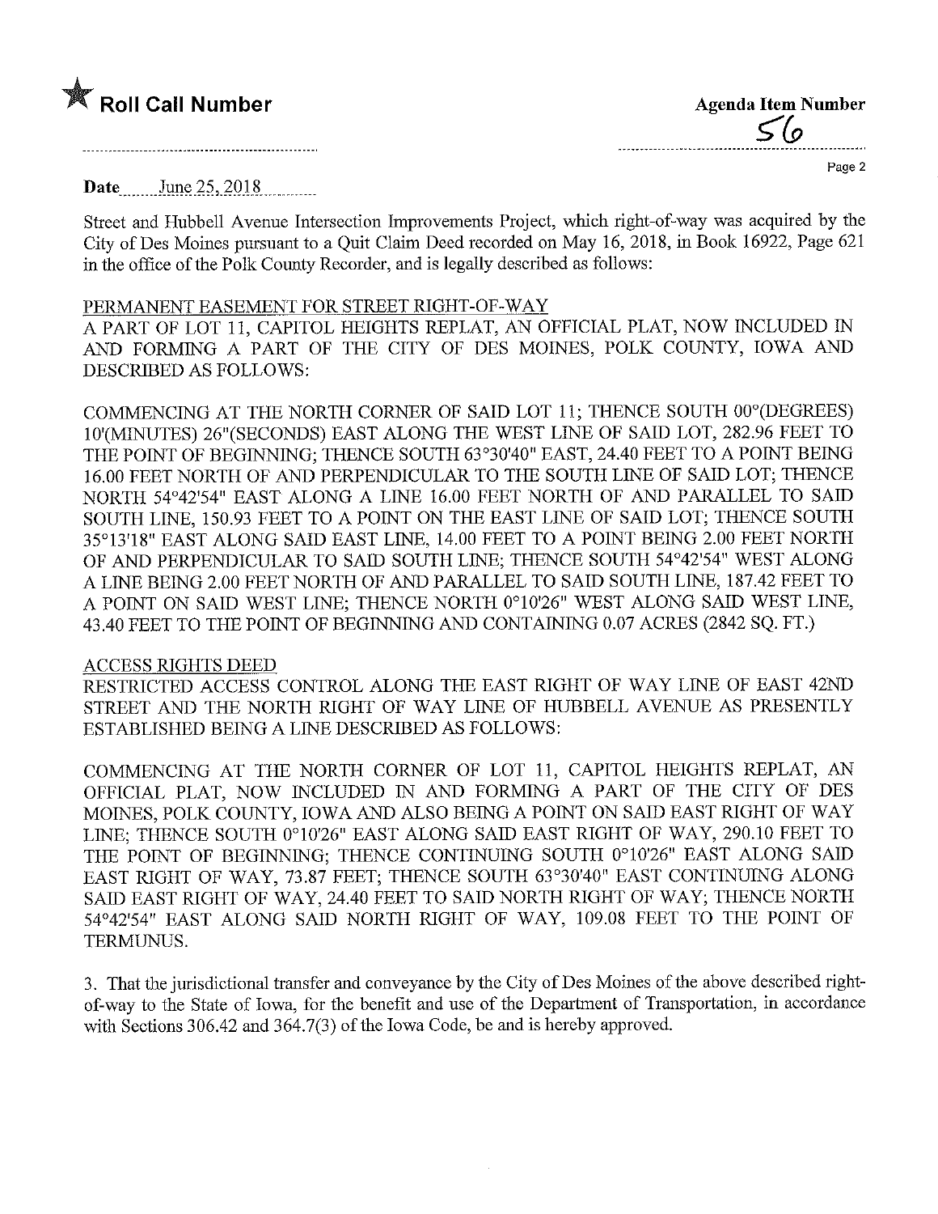★ **Roll Call Number**

**Agenda Item Number**
56

**Date** June 25, 2018

Street and Hubbell Avenue Intersection Improvements Project, which right-of-way was acquired by the City of Des Moines pursuant to a Quit Claim Deed recorded on May 16, 2018, in Book 16922, Page 621 in the office of the Polk County Recorder, and is legally described as follows:

PERMANENT EASEMENT FOR STREET RIGHT-OF-WAY
A PART OF LOT 11, CAPITOL HEIGHTS REPLAT, AN OFFICIAL PLAT, NOW INCLUDED IN AND FORMING A PART OF THE CITY OF DES MOINES, POLK COUNTY, IOWA AND DESCRIBED AS FOLLOWS:

COMMENCING AT THE NORTH CORNER OF SAID LOT 11; THENCE SOUTH 00°(DEGREES) 10'(MINUTES) 26"(SECONDS) EAST ALONG THE WEST LINE OF SAID LOT, 282.96 FEET TO THE POINT OF BEGINNING; THENCE SOUTH 63°30'40" EAST, 24.40 FEET TO A POINT BEING 16.00 FEET NORTH OF AND PERPENDICULAR TO THE SOUTH LINE OF SAID LOT; THENCE NORTH 54°42'54" EAST ALONG A LINE 16.00 FEET NORTH OF AND PARALLEL TO SAID SOUTH LINE, 150.93 FEET TO A POINT ON THE EAST LINE OF SAID LOT; THENCE SOUTH 35°13'18" EAST ALONG SAID EAST LINE, 14.00 FEET TO A POINT BEING 2.00 FEET NORTH OF AND PERPENDICULAR TO SAID SOUTH LINE; THENCE SOUTH 54°42'54" WEST ALONG A LINE BEING 2.00 FEET NORTH OF AND PARALLEL TO SAID SOUTH LINE, 187.42 FEET TO A POINT ON SAID WEST LINE; THENCE NORTH 0°10'26" WEST ALONG SAID WEST LINE, 43.40 FEET TO THE POINT OF BEGINNING AND CONTAINING 0.07 ACRES (2842 SQ. FT.)

ACCESS RIGHTS DEED
RESTRICTED ACCESS CONTROL ALONG THE EAST RIGHT OF WAY LINE OF EAST 42ND STREET AND THE NORTH RIGHT OF WAY LINE OF HUBBELL AVENUE AS PRESENTLY ESTABLISHED BEING A LINE DESCRIBED AS FOLLOWS:

COMMENCING AT THE NORTH CORNER OF LOT 11, CAPITOL HEIGHTS REPLAT, AN OFFICIAL PLAT, NOW INCLUDED IN AND FORMING A PART OF THE CITY OF DES MOINES, POLK COUNTY, IOWA AND ALSO BEING A POINT ON SAID EAST RIGHT OF WAY LINE; THENCE SOUTH 0°10'26" EAST ALONG SAID EAST RIGHT OF WAY, 290.10 FEET TO THE POINT OF BEGINNING; THENCE CONTINUING SOUTH 0°10'26" EAST ALONG SAID EAST RIGHT OF WAY, 73.87 FEET; THENCE SOUTH 63°30'40" EAST CONTINUING ALONG SAID EAST RIGHT OF WAY, 24.40 FEET TO SAID NORTH RIGHT OF WAY; THENCE NORTH 54°42'54" EAST ALONG SAID NORTH RIGHT OF WAY, 109.08 FEET TO THE POINT OF TERMUNUS.

3. That the jurisdictional transfer and conveyance by the City of Des Moines of the above described right-of-way to the State of Iowa, for the benefit and use of the Department of Transportation, in accordance with Sections 306.42 and 364.7(3) of the Iowa Code, be and is hereby approved.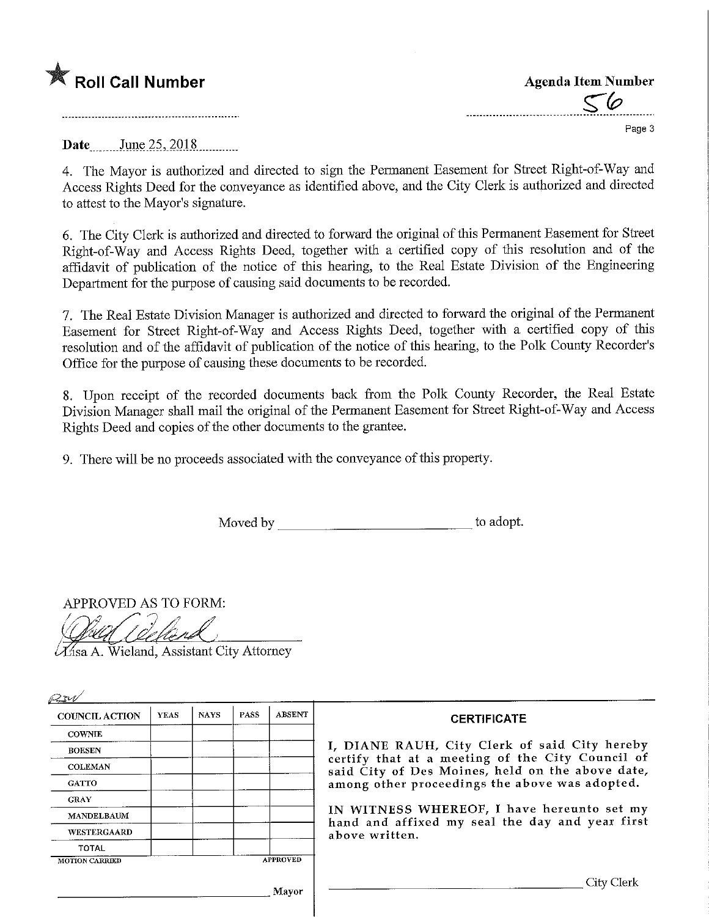★ **Roll Call Number** ........................................

**Agenda Item Number** 56

**Date** June 25, 2018

4. The Mayor is authorized and directed to sign the Permanent Easement for Street Right-of-Way and Access Rights Deed for the conveyance as identified above, and the City Clerk is authorized and directed to attest to the Mayor's signature.

6. The City Clerk is authorized and directed to forward the original of this Permanent Easement for Street Right-of-Way and Access Rights Deed, together with a certified copy of this resolution and of the affidavit of publication of the notice of this hearing, to the Real Estate Division of the Engineering Department for the purpose of causing said documents to be recorded.

7. The Real Estate Division Manager is authorized and directed to forward the original of the Permanent Easement for Street Right-of-Way and Access Rights Deed, together with a certified copy of this resolution and of the affidavit of publication of the notice of this hearing, to the Polk County Recorder's Office for the purpose of causing these documents to be recorded.

8. Upon receipt of the recorded documents back from the Polk County Recorder, the Real Estate Division Manager shall mail the original of the Permanent Easement for Street Right-of-Way and Access Rights Deed and copies of the other documents to the grantee.

9. There will be no proceeds associated with the conveyance of this property.

Moved by ______________________ to adopt.

APPROVED AS TO FORM:

Lisa A. Wieland, Assistant City Attorney

| COUNCIL ACTION | YEAS | NAYS | PASS | ABSENT |
|---|---|---|---|---|
| COWNIE | | | | |
| BOESEN | | | | |
| COLEMAN | | | | |
| GATTO | | | | |
| GRAY | | | | |
| MANDELBAUM | | | | |
| WESTERGAARD | | | | |
| TOTAL | | | | |

MOTION CARRIED APPROVED

______________________ Mayor

**CERTIFICATE**

I, DIANE RAUH, City Clerk of said City hereby certify that at a meeting of the City Council of said City of Des Moines, held on the above date, among other proceedings the above was adopted.

IN WITNESS WHEREOF, I have hereunto set my hand and affixed my seal the day and year first above written.

______________________ City Clerk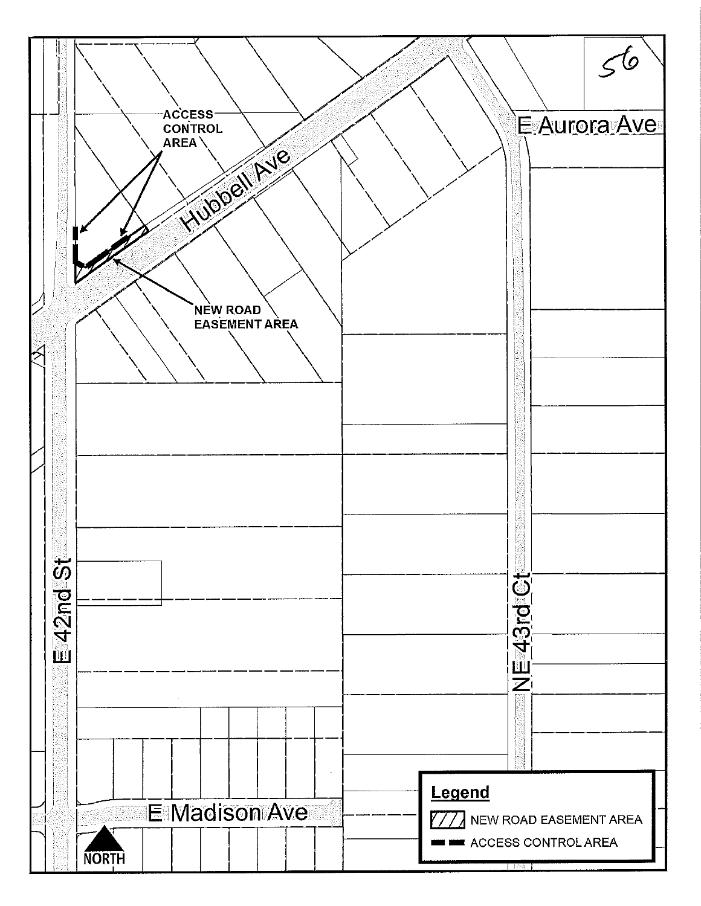56

E Aurora Ave

ACCESS CONTROL AREA

Hubbell Ave

NEW ROAD EASEMENT AREA

E 42nd St

NE 43rd Ct

E Madison Ave

NORTH

**Legend**

NEW ROAD EASEMENT AREA

ACCESS CONTROL AREA